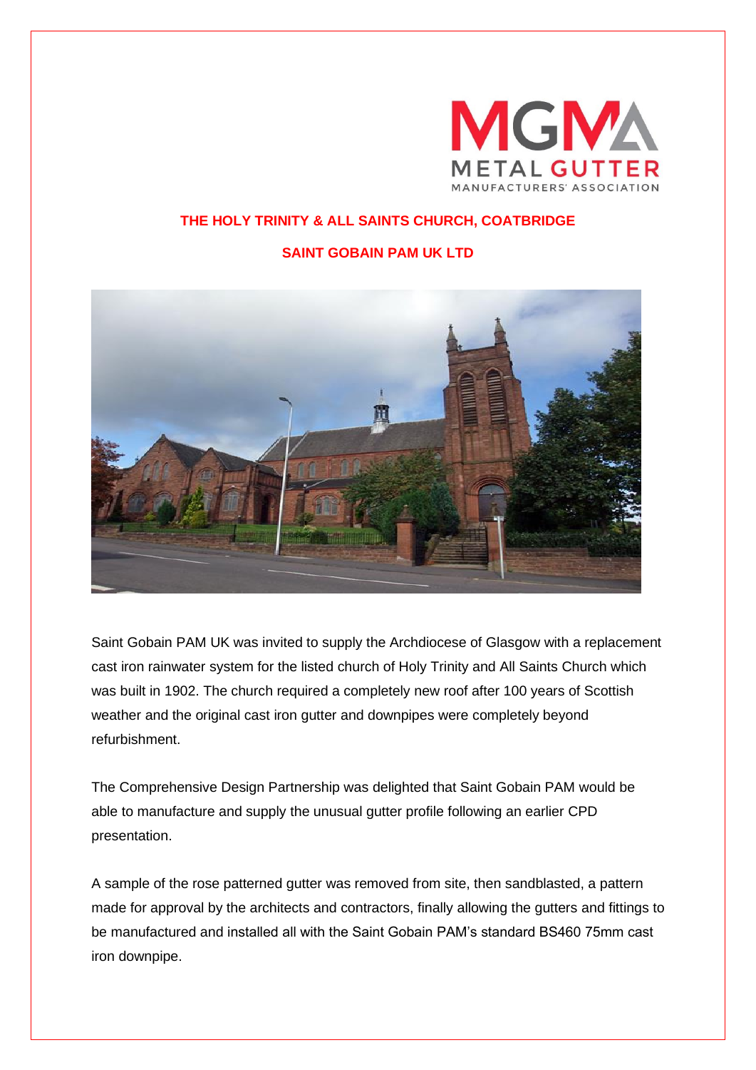# THE HOLY TRINITY & ALL SAINTS CHURCH, COATBRIDGE

## SAINT GOBAIN PAM UK LTD

Saint Gobain PAM UK was invited to supply the Archdiocese of Glasgow with a replacement cast iron rainwater system for the listed church of Holy Trinity and All Saints Church which was built in 1902. The church required a completely new roof after 100 years of Scottish weather and the original cast iron gutter and downpipes were completely beyond refurbishment.

The Comprehensive Design Partnership was delighted that Saint Gobain PAM would be able to manufacture and supply the unusual gutter profile following an earlier CPD presentation.

A sample of the rose patterned gutter was removed from site, then sandblasted, a pattern made for approval by the architects and contractors, finally allowing the gutters and fittings to be manufactured and installed all with the Saint Gobain PAM's standard BS460 75mm cast iron downpipe.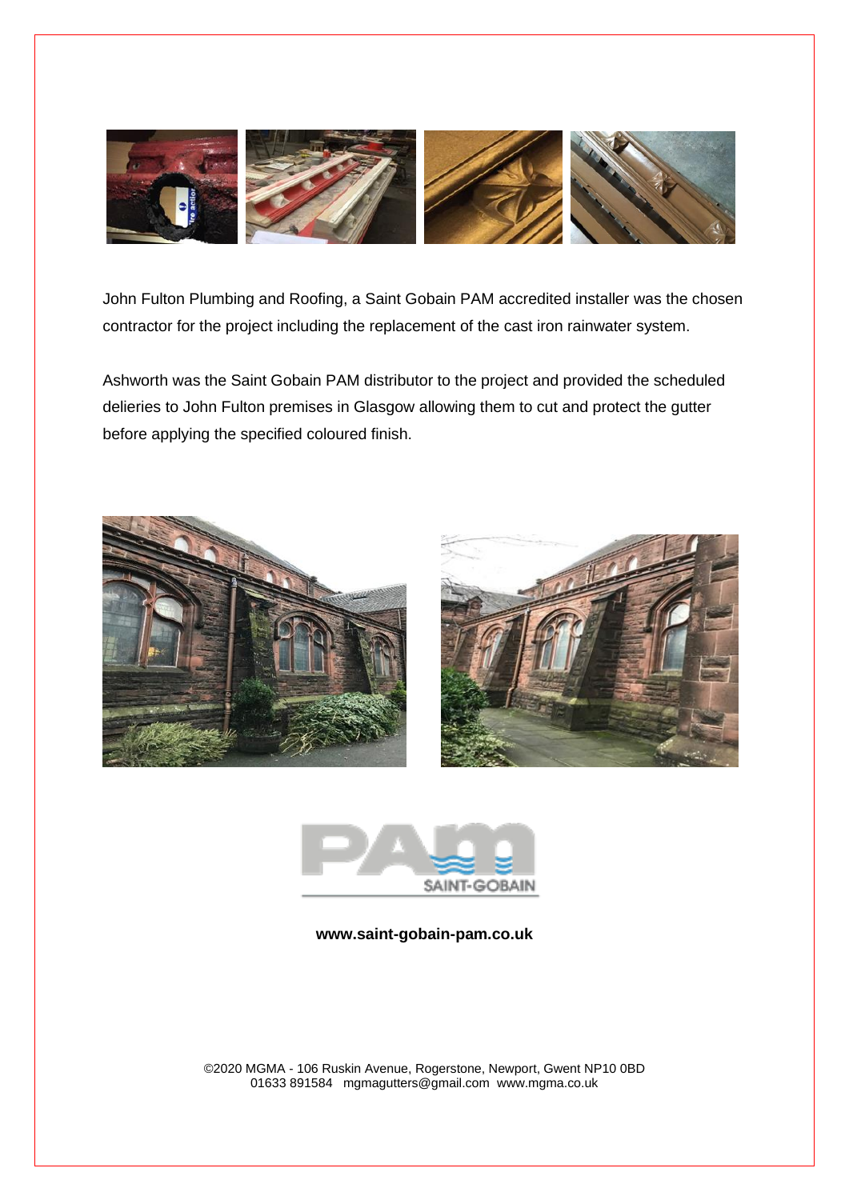John Fulton Plumbing and Roofing, a Saint Gobain PAM accredited installer was the chosen contractor for the project including the replacement of the cast iron rainwater system.

Ashworth was the Saint Gobain PAM distributor to the project and provided the scheduled delieries to John Fulton premises in Glasgow allowing them to cut and protect the gutter before applying the specified coloured finish.

**www.saint-gobain-pam.co.uk**

©2020 MGMA - 106 Ruskin Avenue, Rogerstone, Newport, Gwent NP10 0BD
01633 891584 mgmagutters@gmail.com www.mgma.co.uk